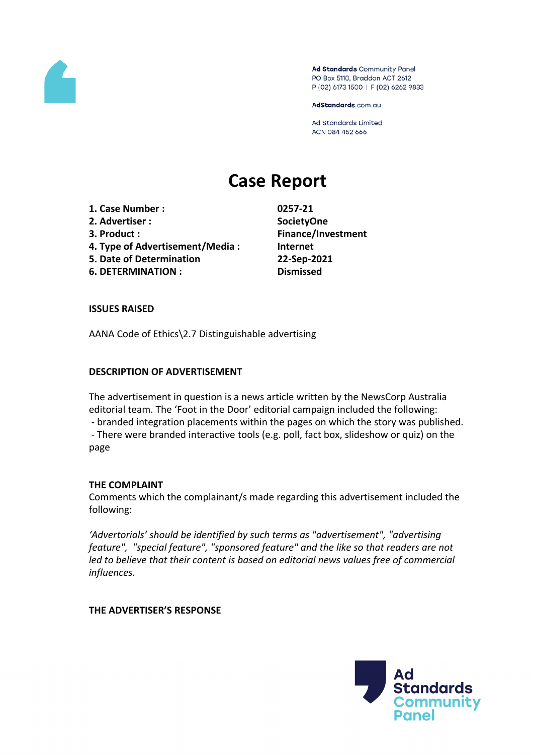Ad Standards Community Panel
PO Box 5110, Braddon ACT 2612
P (02) 6173 1500 | F (02) 6262 9833

AdStandards.com.au

Ad Standards Limited
ACN 084 452 666

# Case Report

| | |
|---|---|
| **1. Case Number :** | **0257-21** |
| **2. Advertiser :** | **SocietyOne** |
| **3. Product :** | **Finance/Investment** |
| **4. Type of Advertisement/Media :** | **Internet** |
| **5. Date of Determination** | **22-Sep-2021** |
| **6. DETERMINATION :** | **Dismissed** |

**ISSUES RAISED**

AANA Code of Ethics\2.7 Distinguishable advertising

**DESCRIPTION OF ADVERTISEMENT**

The advertisement in question is a news article written by the NewsCorp Australia editorial team. The 'Foot in the Door' editorial campaign included the following:
- branded integration placements within the pages on which the story was published.
- There were branded interactive tools (e.g. poll, fact box, slideshow or quiz) on the page

**THE COMPLAINT**

Comments which the complainant/s made regarding this advertisement included the following:

*'Advertorials' should be identified by such terms as "advertisement", "advertising feature", "special feature", "sponsored feature" and the like so that readers are not led to believe that their content is based on editorial news values free of commercial influences.*

**THE ADVERTISER'S RESPONSE**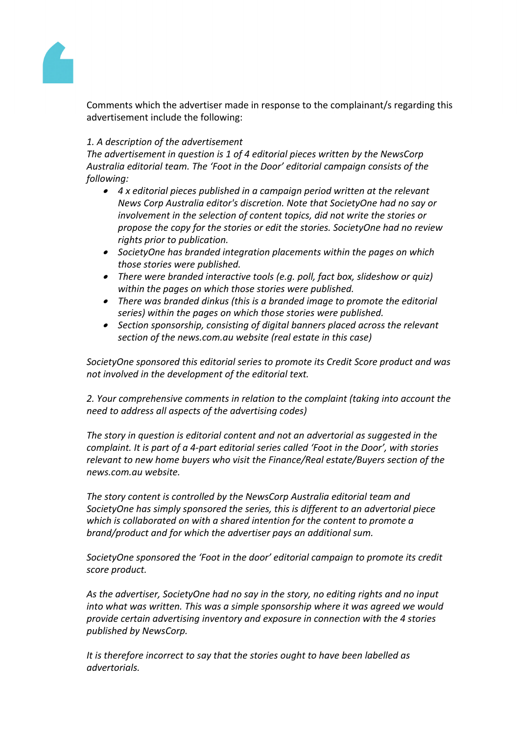Comments which the advertiser made in response to the complainant/s regarding this advertisement include the following:

*1. A description of the advertisement*
*The advertisement in question is 1 of 4 editorial pieces written by the NewsCorp Australia editorial team. The 'Foot in the Door' editorial campaign consists of the following:*

- *4 x editorial pieces published in a campaign period written at the relevant News Corp Australia editor's discretion. Note that SocietyOne had no say or involvement in the selection of content topics, did not write the stories or propose the copy for the stories or edit the stories. SocietyOne had no review rights prior to publication.*
- *SocietyOne has branded integration placements within the pages on which those stories were published.*
- *There were branded interactive tools (e.g. poll, fact box, slideshow or quiz) within the pages on which those stories were published.*
- *There was branded dinkus (this is a branded image to promote the editorial series) within the pages on which those stories were published.*
- *Section sponsorship, consisting of digital banners placed across the relevant section of the news.com.au website (real estate in this case)*

*SocietyOne sponsored this editorial series to promote its Credit Score product and was not involved in the development of the editorial text.*

*2. Your comprehensive comments in relation to the complaint (taking into account the need to address all aspects of the advertising codes)*

*The story in question is editorial content and not an advertorial as suggested in the complaint. It is part of a 4-part editorial series called 'Foot in the Door', with stories relevant to new home buyers who visit the Finance/Real estate/Buyers section of the news.com.au website.*

*The story content is controlled by the NewsCorp Australia editorial team and SocietyOne has simply sponsored the series, this is different to an advertorial piece which is collaborated on with a shared intention for the content to promote a brand/product and for which the advertiser pays an additional sum.*

*SocietyOne sponsored the 'Foot in the door' editorial campaign to promote its credit score product.*

*As the advertiser, SocietyOne had no say in the story, no editing rights and no input into what was written. This was a simple sponsorship where it was agreed we would provide certain advertising inventory and exposure in connection with the 4 stories published by NewsCorp.*

*It is therefore incorrect to say that the stories ought to have been labelled as advertorials.*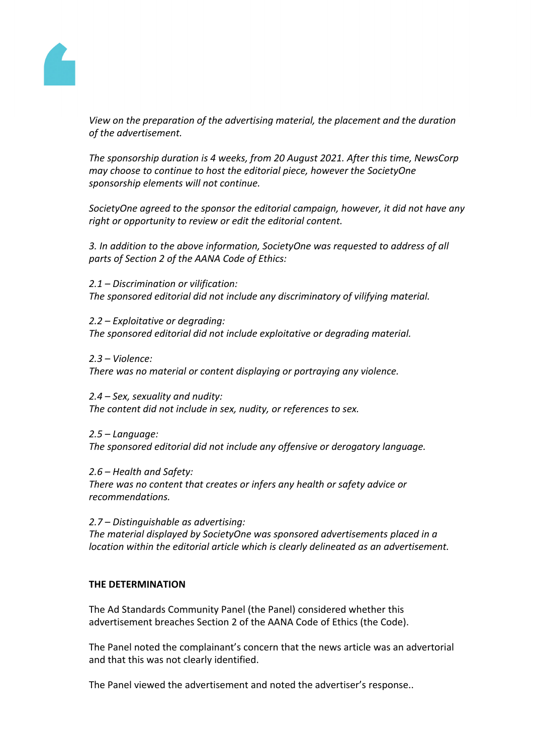*View on the preparation of the advertising material, the placement and the duration of the advertisement.*

*The sponsorship duration is 4 weeks, from 20 August 2021. After this time, NewsCorp may choose to continue to host the editorial piece, however the SocietyOne sponsorship elements will not continue.*

*SocietyOne agreed to the sponsor the editorial campaign, however, it did not have any right or opportunity to review or edit the editorial content.*

*3. In addition to the above information, SocietyOne was requested to address of all parts of Section 2 of the AANA Code of Ethics:*

*2.1 – Discrimination or vilification:*
*The sponsored editorial did not include any discriminatory of vilifying material.*

*2.2 – Exploitative or degrading:*
*The sponsored editorial did not include exploitative or degrading material.*

*2.3 – Violence:*
*There was no material or content displaying or portraying any violence.*

*2.4 – Sex, sexuality and nudity:*
*The content did not include in sex, nudity, or references to sex.*

*2.5 – Language:*
*The sponsored editorial did not include any offensive or derogatory language.*

*2.6 – Health and Safety:*
*There was no content that creates or infers any health or safety advice or recommendations.*

*2.7 – Distinguishable as advertising:*
*The material displayed by SocietyOne was sponsored advertisements placed in a location within the editorial article which is clearly delineated as an advertisement.*

**THE DETERMINATION**

The Ad Standards Community Panel (the Panel) considered whether this advertisement breaches Section 2 of the AANA Code of Ethics (the Code).

The Panel noted the complainant's concern that the news article was an advertorial and that this was not clearly identified.

The Panel viewed the advertisement and noted the advertiser's response..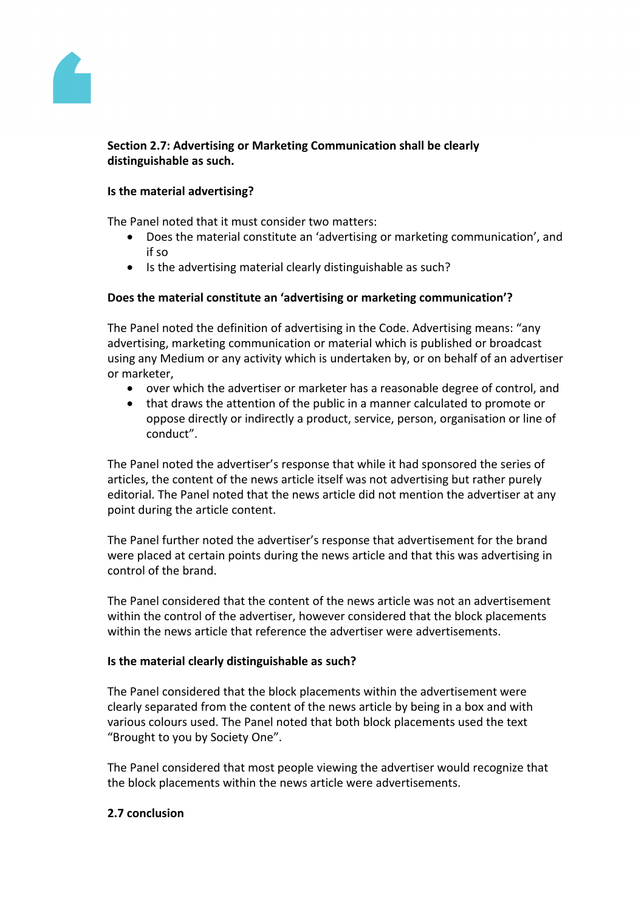**Section 2.7: Advertising or Marketing Communication shall be clearly distinguishable as such.**

**Is the material advertising?**

The Panel noted that it must consider two matters:

- Does the material constitute an 'advertising or marketing communication', and if so
- Is the advertising material clearly distinguishable as such?

**Does the material constitute an 'advertising or marketing communication'?**

The Panel noted the definition of advertising in the Code. Advertising means: "any advertising, marketing communication or material which is published or broadcast using any Medium or any activity which is undertaken by, or on behalf of an advertiser or marketer,

- over which the advertiser or marketer has a reasonable degree of control, and
- that draws the attention of the public in a manner calculated to promote or oppose directly or indirectly a product, service, person, organisation or line of conduct".

The Panel noted the advertiser's response that while it had sponsored the series of articles, the content of the news article itself was not advertising but rather purely editorial. The Panel noted that the news article did not mention the advertiser at any point during the article content.

The Panel further noted the advertiser's response that advertisement for the brand were placed at certain points during the news article and that this was advertising in control of the brand.

The Panel considered that the content of the news article was not an advertisement within the control of the advertiser, however considered that the block placements within the news article that reference the advertiser were advertisements.

**Is the material clearly distinguishable as such?**

The Panel considered that the block placements within the advertisement were clearly separated from the content of the news article by being in a box and with various colours used. The Panel noted that both block placements used the text "Brought to you by Society One".

The Panel considered that most people viewing the advertiser would recognize that the block placements within the news article were advertisements.

**2.7 conclusion**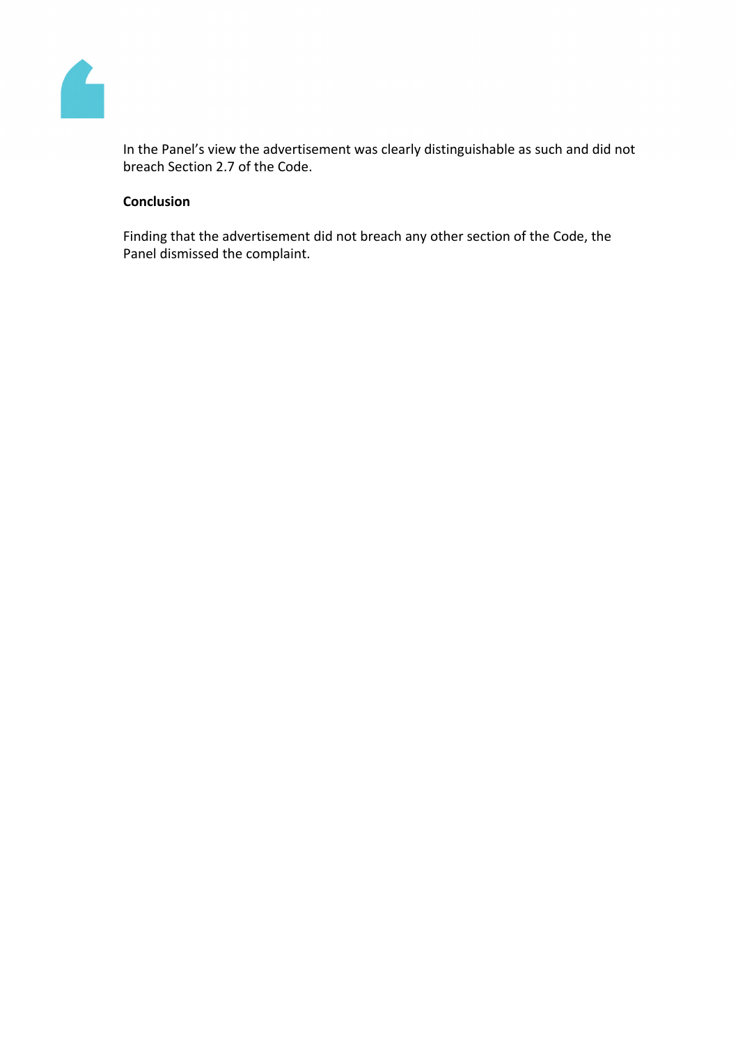In the Panel's view the advertisement was clearly distinguishable as such and did not breach Section 2.7 of the Code.

**Conclusion**

Finding that the advertisement did not breach any other section of the Code, the Panel dismissed the complaint.